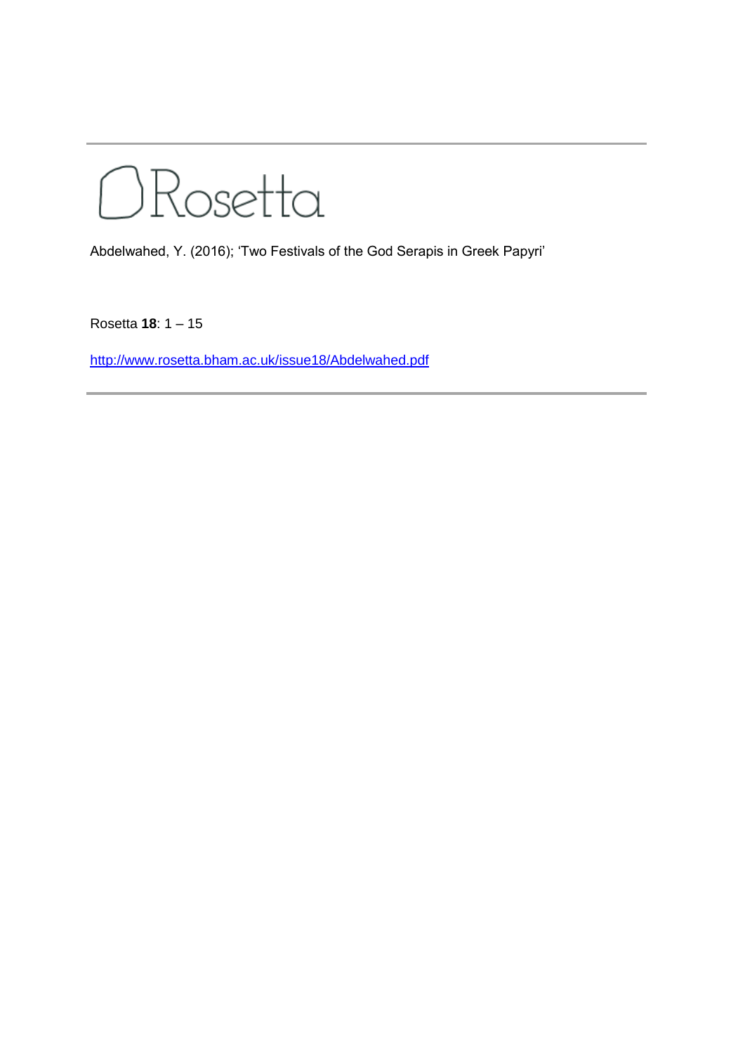Rosetta

Abdelwahed, Y. (2016); 'Two Festivals of the God Serapis in Greek Papyri'

Rosetta **18**: 1 – 15

http://www.rosetta.bham.ac.uk/issue18/Abdelwahed.pdf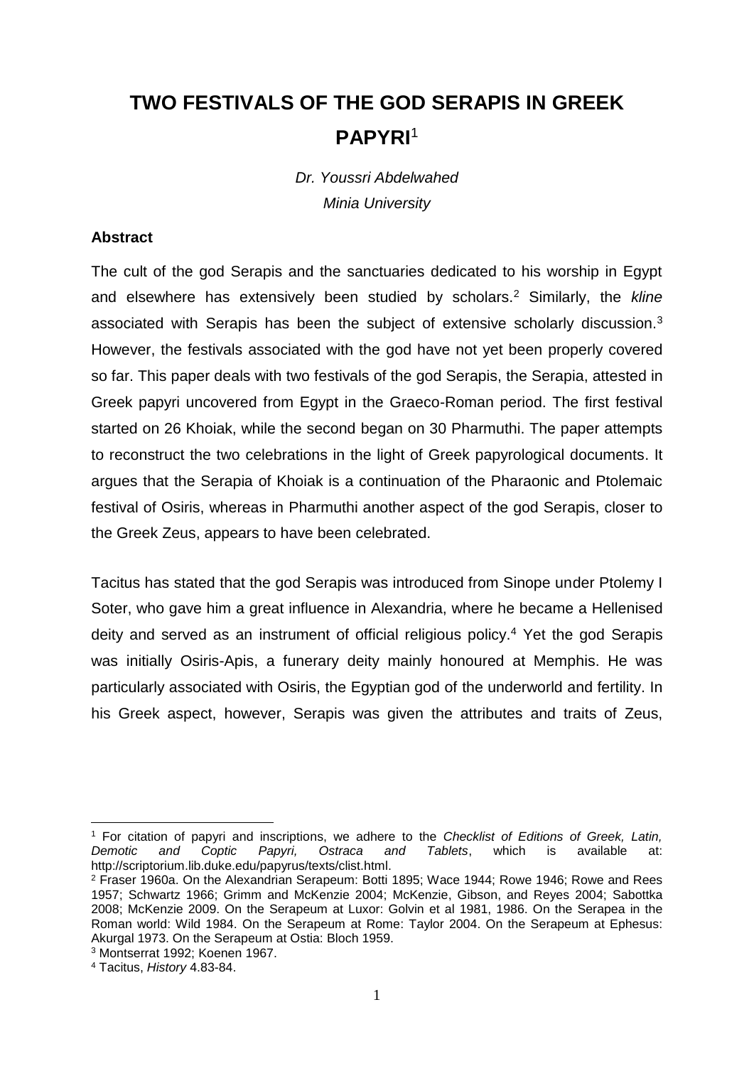# TWO FESTIVALS OF THE GOD SERAPIS IN GREEK PAPYRI[1]

*Dr. Youssri Abdelwahed*
*Minia University*

**Abstract**

The cult of the god Serapis and the sanctuaries dedicated to his worship in Egypt and elsewhere has extensively been studied by scholars.[2] Similarly, the *kline* associated with Serapis has been the subject of extensive scholarly discussion.[3] However, the festivals associated with the god have not yet been properly covered so far. This paper deals with two festivals of the god Serapis, the Serapia, attested in Greek papyri uncovered from Egypt in the Graeco-Roman period. The first festival started on 26 Khoiak, while the second began on 30 Pharmuthi. The paper attempts to reconstruct the two celebrations in the light of Greek papyrological documents. It argues that the Serapia of Khoiak is a continuation of the Pharaonic and Ptolemaic festival of Osiris, whereas in Pharmuthi another aspect of the god Serapis, closer to the Greek Zeus, appears to have been celebrated.

Tacitus has stated that the god Serapis was introduced from Sinope under Ptolemy I Soter, who gave him a great influence in Alexandria, where he became a Hellenised deity and served as an instrument of official religious policy.[4] Yet the god Serapis was initially Osiris-Apis, a funerary deity mainly honoured at Memphis. He was particularly associated with Osiris, the Egyptian god of the underworld and fertility. In his Greek aspect, however, Serapis was given the attributes and traits of Zeus,

---

[1] For citation of papyri and inscriptions, we adhere to the *Checklist of Editions of Greek, Latin, Demotic and Coptic Papyri, Ostraca and Tablets*, which is available at: http://scriptorium.lib.duke.edu/papyrus/texts/clist.html.

[2] Fraser 1960a. On the Alexandrian Serapeum: Botti 1895; Wace 1944; Rowe 1946; Rowe and Rees 1957; Schwartz 1966; Grimm and McKenzie 2004; McKenzie, Gibson, and Reyes 2004; Sabottka 2008; McKenzie 2009. On the Serapeum at Luxor: Golvin et al 1981, 1986. On the Serapea in the Roman world: Wild 1984. On the Serapeum at Rome: Taylor 2004. On the Serapeum at Ephesus: Akurgal 1973. On the Serapeum at Ostia: Bloch 1959.

[3] Montserrat 1992; Koenen 1967.

[4] Tacitus, *History* 4.83-84.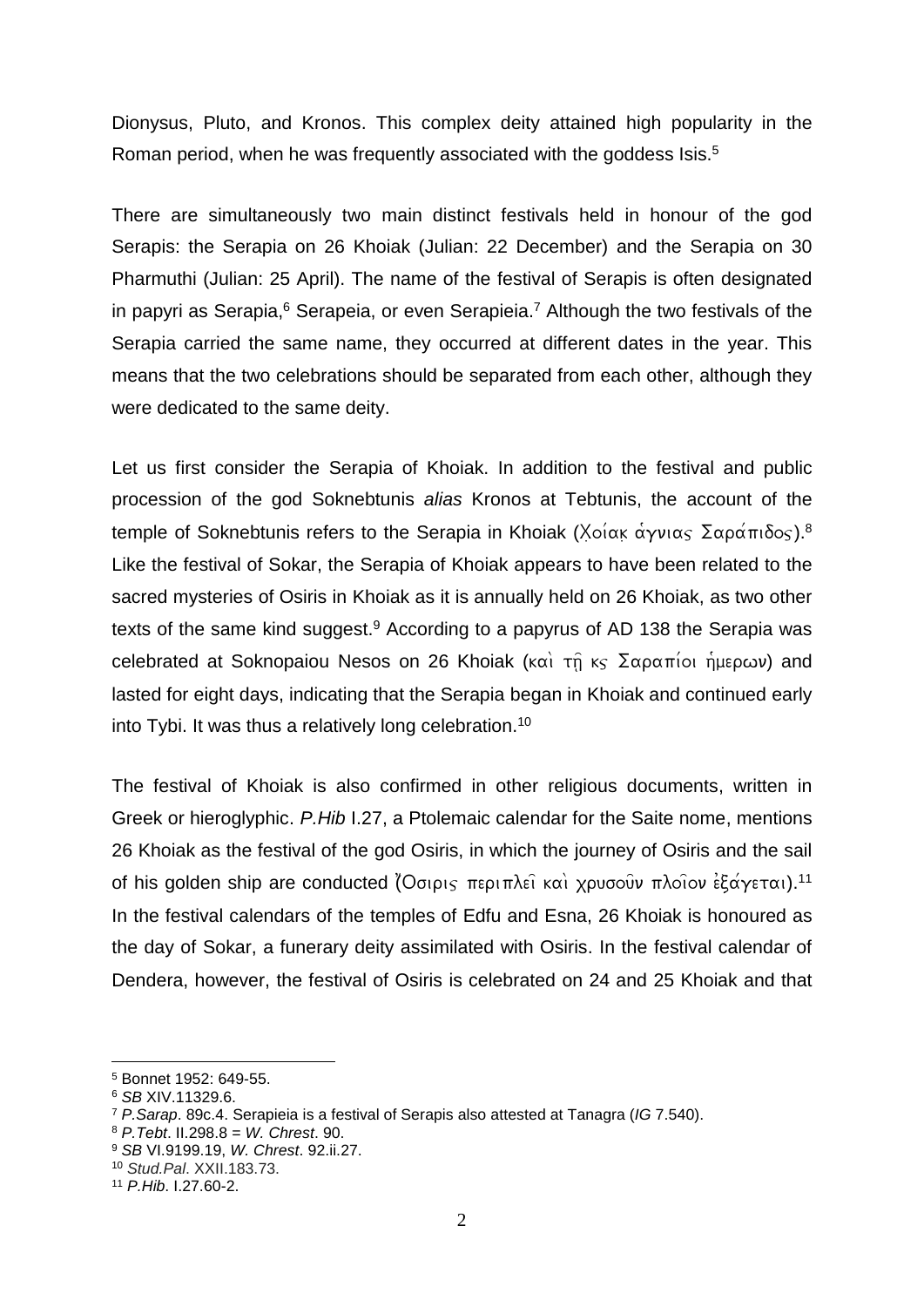Dionysus, Pluto, and Kronos. This complex deity attained high popularity in the Roman period, when he was frequently associated with the goddess Isis.[5]

There are simultaneously two main distinct festivals held in honour of the god Serapis: the Serapia on 26 Khoiak (Julian: 22 December) and the Serapia on 30 Pharmuthi (Julian: 25 April). The name of the festival of Serapis is often designated in papyri as Serapia,[6] Serapeia, or even Serapieia.[7] Although the two festivals of the Serapia carried the same name, they occurred at different dates in the year. This means that the two celebrations should be separated from each other, although they were dedicated to the same deity.

Let us first consider the Serapia of Khoiak. In addition to the festival and public procession of the god Soknebtunis *alias* Kronos at Tebtunis, the account of the temple of Soknebtunis refers to the Serapia in Khoiak (Χ̣οίαḳ ἁγνιας Σαράπιδος).[8] Like the festival of Sokar, the Serapia of Khoiak appears to have been related to the sacred mysteries of Osiris in Khoiak as it is annually held on 26 Khoiak, as two other texts of the same kind suggest.[9] According to a papyrus of AD 138 the Serapia was celebrated at Soknopaiou Nesos on 26 Khoiak (καὶ τῇ κς Σαραπίοι ἡμερων) and lasted for eight days, indicating that the Serapia began in Khoiak and continued early into Tybi. It was thus a relatively long celebration.[10]

The festival of Khoiak is also confirmed in other religious documents, written in Greek or hieroglyphic. *P.Hib* I.27, a Ptolemaic calendar for the Saite nome, mentions 26 Khoiak as the festival of the god Osiris, in which the journey of Osiris and the sail of his golden ship are conducted (Ὄσιρις περιπλεῖ καὶ χρυσοῦν πλοῖον ἐξάγεται).[11] In the festival calendars of the temples of Edfu and Esna, 26 Khoiak is honoured as the day of Sokar, a funerary deity assimilated with Osiris. In the festival calendar of Dendera, however, the festival of Osiris is celebrated on 24 and 25 Khoiak and that

---

[5] Bonnet 1952: 649-55.

[6] *SB* XIV.11329.6.

[7] *P.Sarap*. 89c.4. Serapieia is a festival of Serapis also attested at Tanagra (*IG* 7.540).

[8] *P.Tebt*. II.298.8 = *W. Chrest*. 90.

[9] *SB* VI.9199.19, *W. Chrest*. 92.ii.27.

[10] *Stud.Pal*. XXII.183.73.

[11] *P.Hib*. I.27.60-2.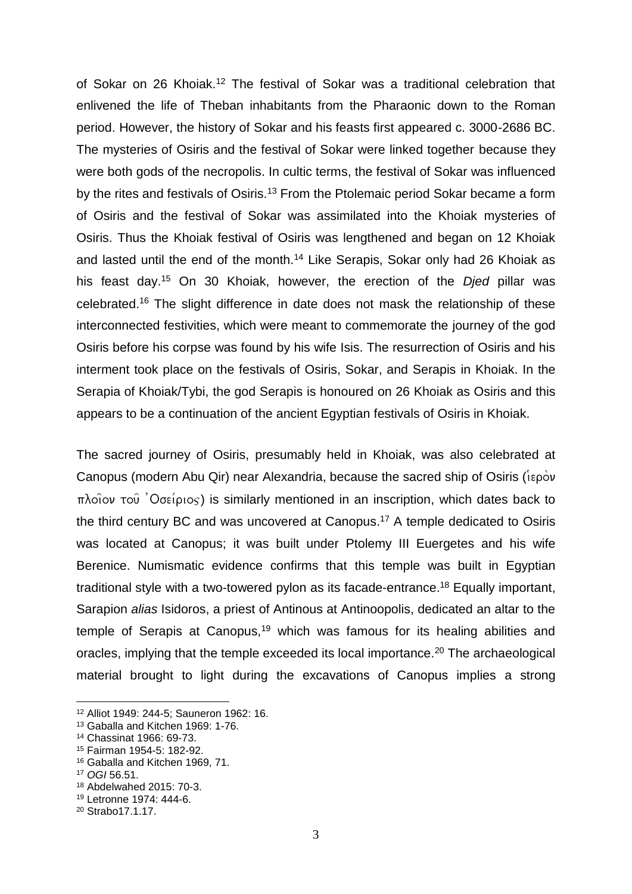of Sokar on 26 Khoiak.[12] The festival of Sokar was a traditional celebration that enlivened the life of Theban inhabitants from the Pharaonic down to the Roman period. However, the history of Sokar and his feasts first appeared c. 3000-2686 BC. The mysteries of Osiris and the festival of Sokar were linked together because they were both gods of the necropolis. In cultic terms, the festival of Sokar was influenced by the rites and festivals of Osiris.[13] From the Ptolemaic period Sokar became a form of Osiris and the festival of Sokar was assimilated into the Khoiak mysteries of Osiris. Thus the Khoiak festival of Osiris was lengthened and began on 12 Khoiak and lasted until the end of the month.[14] Like Serapis, Sokar only had 26 Khoiak as his feast day.[15] On 30 Khoiak, however, the erection of the *Djed* pillar was celebrated.[16] The slight difference in date does not mask the relationship of these interconnected festivities, which were meant to commemorate the journey of the god Osiris before his corpse was found by his wife Isis. The resurrection of Osiris and his interment took place on the festivals of Osiris, Sokar, and Serapis in Khoiak. In the Serapia of Khoiak/Tybi, the god Serapis is honoured on 26 Khoiak as Osiris and this appears to be a continuation of the ancient Egyptian festivals of Osiris in Khoiak.

The sacred journey of Osiris, presumably held in Khoiak, was also celebrated at Canopus (modern Abu Qir) near Alexandria, because the sacred ship of Osiris (ἱερὸν πλοῖον τοῦ Ὀσείριος) is similarly mentioned in an inscription, which dates back to the third century BC and was uncovered at Canopus.[17] A temple dedicated to Osiris was located at Canopus; it was built under Ptolemy III Euergetes and his wife Berenice. Numismatic evidence confirms that this temple was built in Egyptian traditional style with a two-towered pylon as its facade-entrance.[18] Equally important, Sarapion *alias* Isidoros, a priest of Antinous at Antinoopolis, dedicated an altar to the temple of Serapis at Canopus,[19] which was famous for its healing abilities and oracles, implying that the temple exceeded its local importance.[20] The archaeological material brought to light during the excavations of Canopus implies a strong

[12] Alliot 1949: 244-5; Sauneron 1962: 16.
[13] Gaballa and Kitchen 1969: 1-76.
[14] Chassinat 1966: 69-73.
[15] Fairman 1954-5: 182-92.
[16] Gaballa and Kitchen 1969, 71.
[17] *OGI* 56.51.
[18] Abdelwahed 2015: 70-3.
[19] Letronne 1974: 444-6.
[20] Strabo17.1.17.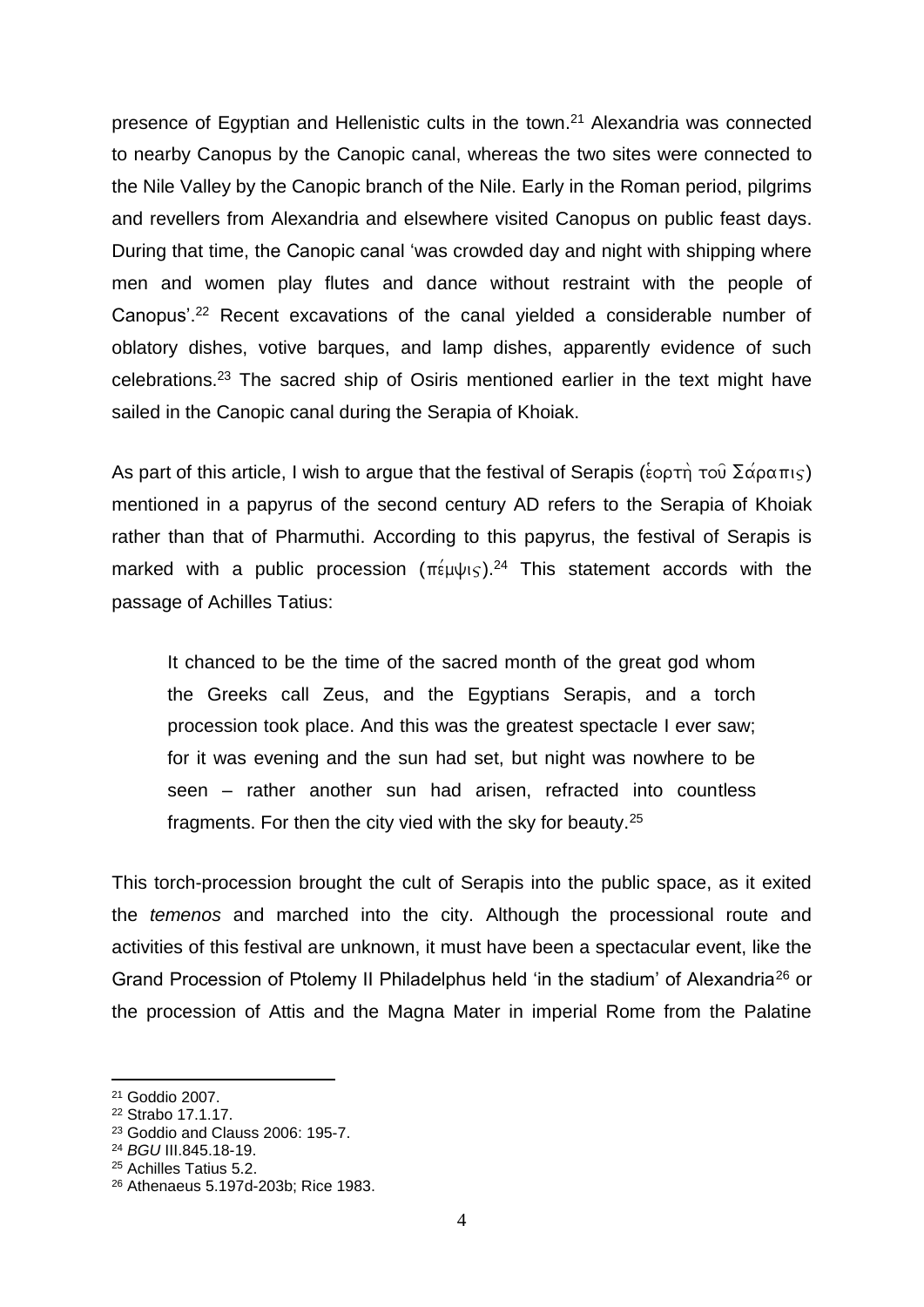presence of Egyptian and Hellenistic cults in the town.[21] Alexandria was connected to nearby Canopus by the Canopic canal, whereas the two sites were connected to the Nile Valley by the Canopic branch of the Nile. Early in the Roman period, pilgrims and revellers from Alexandria and elsewhere visited Canopus on public feast days. During that time, the Canopic canal 'was crowded day and night with shipping where men and women play flutes and dance without restraint with the people of Canopus'.[22] Recent excavations of the canal yielded a considerable number of oblatory dishes, votive barques, and lamp dishes, apparently evidence of such celebrations.[23] The sacred ship of Osiris mentioned earlier in the text might have sailed in the Canopic canal during the Serapia of Khoiak.

As part of this article, I wish to argue that the festival of Serapis (ἑορτὴ τοῦ Σάραπις) mentioned in a papyrus of the second century AD refers to the Serapia of Khoiak rather than that of Pharmuthi. According to this papyrus, the festival of Serapis is marked with a public procession (πέμψις).[24] This statement accords with the passage of Achilles Tatius:

> It chanced to be the time of the sacred month of the great god whom the Greeks call Zeus, and the Egyptians Serapis, and a torch procession took place. And this was the greatest spectacle I ever saw; for it was evening and the sun had set, but night was nowhere to be seen – rather another sun had arisen, refracted into countless fragments. For then the city vied with the sky for beauty.[25]

This torch-procession brought the cult of Serapis into the public space, as it exited the *temenos* and marched into the city. Although the processional route and activities of this festival are unknown, it must have been a spectacular event, like the Grand Procession of Ptolemy II Philadelphus held 'in the stadium' of Alexandria[26] or the procession of Attis and the Magna Mater in imperial Rome from the Palatine

---

[21] Goddio 2007.
[22] Strabo 17.1.17.
[23] Goddio and Clauss 2006: 195-7.
[24] *BGU* III.845.18-19.
[25] Achilles Tatius 5.2.
[26] Athenaeus 5.197d-203b; Rice 1983.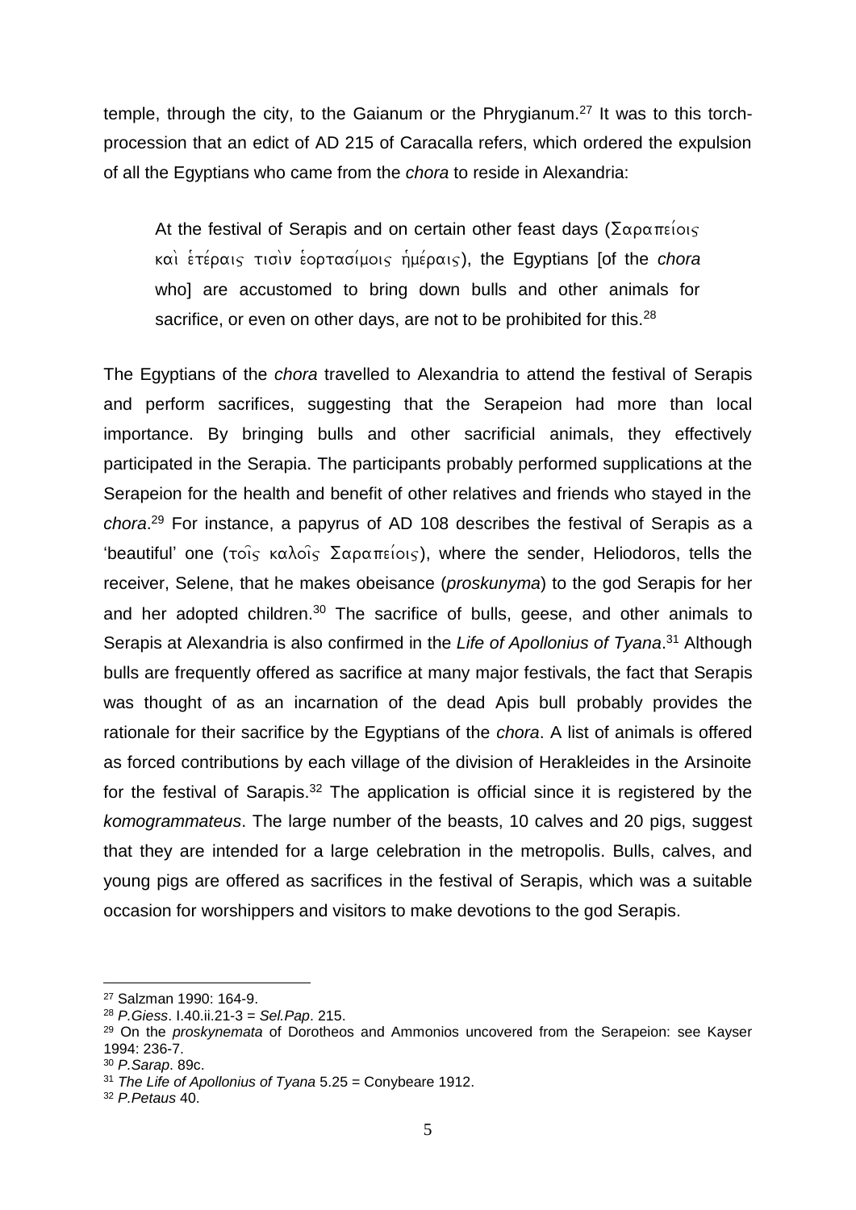temple, through the city, to the Gaianum or the Phrygianum.[27] It was to this torch-procession that an edict of AD 215 of Caracalla refers, which ordered the expulsion of all the Egyptians who came from the *chora* to reside in Alexandria:

> At the festival of Serapis and on certain other feast days (Σαραπείοις καὶ ἑτέραις τισὶν ἑορτασίμοις ἡμέραις), the Egyptians [of the *chora* who] are accustomed to bring down bulls and other animals for sacrifice, or even on other days, are not to be prohibited for this.[28]

The Egyptians of the *chora* travelled to Alexandria to attend the festival of Serapis and perform sacrifices, suggesting that the Serapeion had more than local importance. By bringing bulls and other sacrificial animals, they effectively participated in the Serapia. The participants probably performed supplications at the Serapeion for the health and benefit of other relatives and friends who stayed in the *chora*.[29] For instance, a papyrus of AD 108 describes the festival of Serapis as a 'beautiful' one (τοῖς καλοῖς Σαραπείοις), where the sender, Heliodoros, tells the receiver, Selene, that he makes obeisance (*proskunyma*) to the god Serapis for her and her adopted children.[30] The sacrifice of bulls, geese, and other animals to Serapis at Alexandria is also confirmed in the *Life of Apollonius of Tyana*.[31] Although bulls are frequently offered as sacrifice at many major festivals, the fact that Serapis was thought of as an incarnation of the dead Apis bull probably provides the rationale for their sacrifice by the Egyptians of the *chora*. A list of animals is offered as forced contributions by each village of the division of Herakleides in the Arsinoite for the festival of Sarapis.[32] The application is official since it is registered by the *komogrammateus*. The large number of the beasts, 10 calves and 20 pigs, suggest that they are intended for a large celebration in the metropolis. Bulls, calves, and young pigs are offered as sacrifices in the festival of Serapis, which was a suitable occasion for worshippers and visitors to make devotions to the god Serapis.

---

[27] Salzman 1990: 164-9.

[28] *P.Giess*. I.40.ii.21-3 = *Sel.Pap*. 215.

[29] On the *proskynemata* of Dorotheos and Ammonios uncovered from the Serapeion: see Kayser 1994: 236-7.

[30] *P.Sarap*. 89c.

[31] *The Life of Apollonius of Tyana* 5.25 = Conybeare 1912.

[32] *P.Petaus* 40.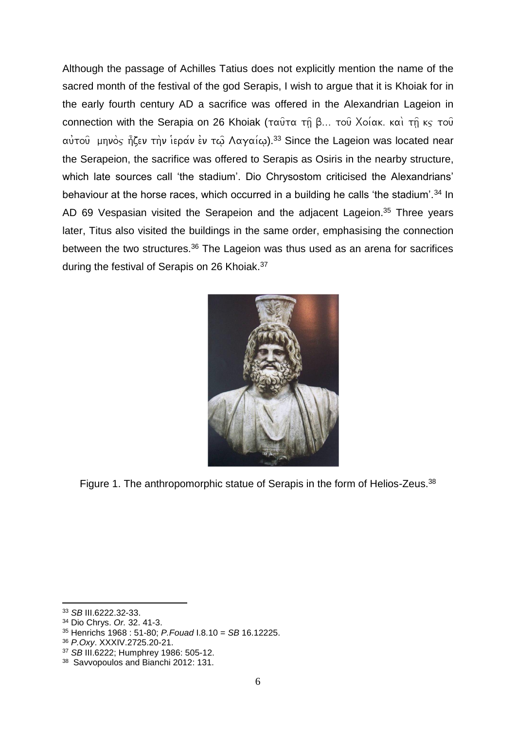Although the passage of Achilles Tatius does not explicitly mention the name of the sacred month of the festival of the god Serapis, I wish to argue that it is Khoiak for in the early fourth century AD a sacrifice was offered in the Alexandrian Lageion in connection with the Serapia on 26 Khoiak (ταῦτα τῇ β... τοῦ Χοίακ. καὶ τῇ κς τοῦ αὐτοῦ μηνὸς ἦζεν τὴν ἱεράν ἐν τῷ Λαγαίῳ).[33] Since the Lageion was located near the Serapeion, the sacrifice was offered to Serapis as Osiris in the nearby structure, which late sources call 'the stadium'. Dio Chrysostom criticised the Alexandrians' behaviour at the horse races, which occurred in a building he calls 'the stadium'.[34] In AD 69 Vespasian visited the Serapeion and the adjacent Lageion.[35] Three years later, Titus also visited the buildings in the same order, emphasising the connection between the two structures.[36] The Lageion was thus used as an arena for sacrifices during the festival of Serapis on 26 Khoiak.[37]

Figure 1. The anthropomorphic statue of Serapis in the form of Helios-Zeus.[38]

---

[33] *SB* III.6222.32-33.

[34] Dio Chrys. *Or.* 32. 41-3.

[35] Henrichs 1968 : 51-80; *P.Fouad* I.8.10 = *SB* 16.12225.

[36] *P.Oxy*. XXXIV.2725.20-21.

[37] *SB* III.6222; Humphrey 1986: 505-12.

[38] Savvopoulos and Bianchi 2012: 131.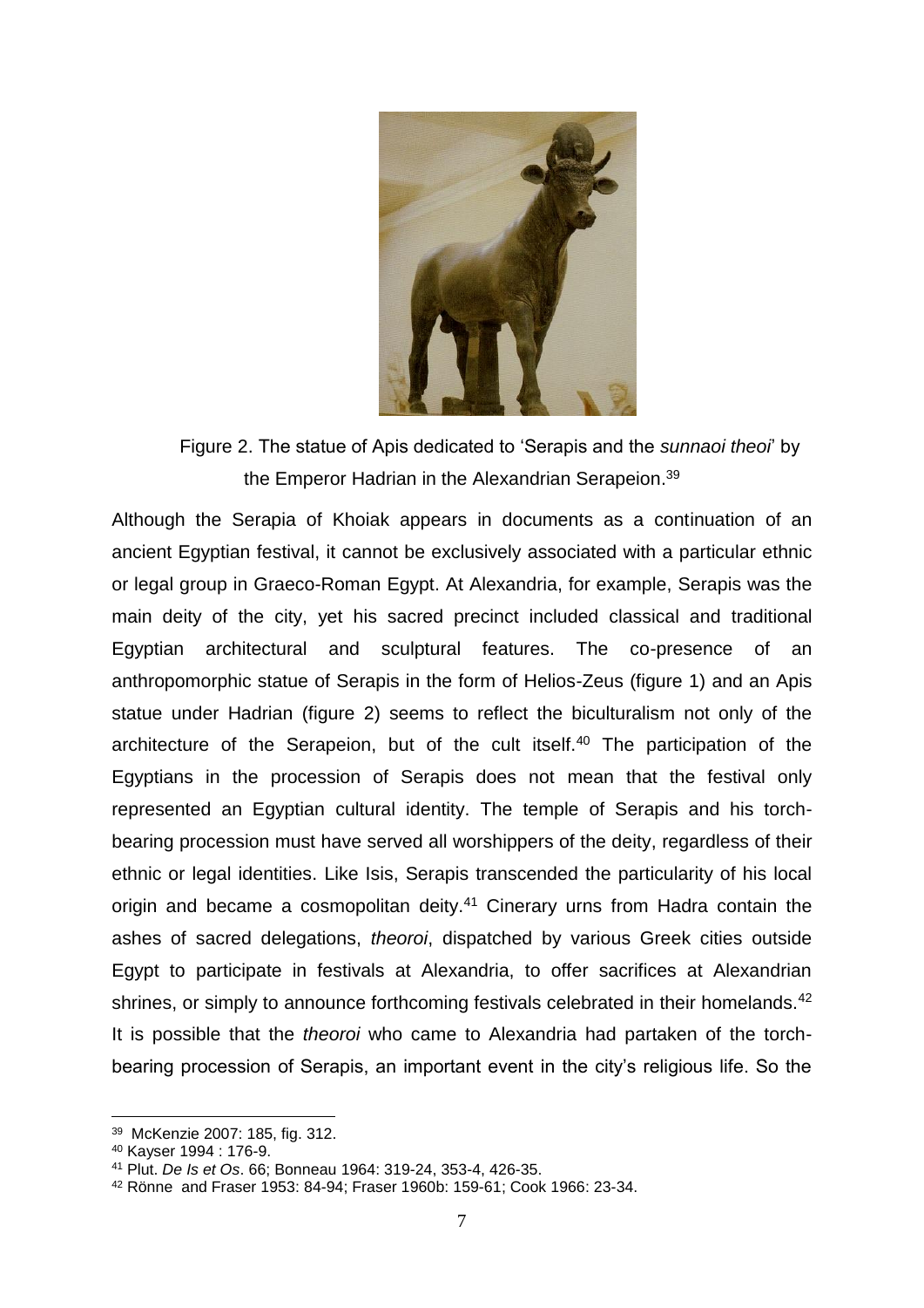Figure 2. The statue of Apis dedicated to 'Serapis and the *sunnaoi theoi*' by the Emperor Hadrian in the Alexandrian Serapeion.[39]

Although the Serapia of Khoiak appears in documents as a continuation of an ancient Egyptian festival, it cannot be exclusively associated with a particular ethnic or legal group in Graeco-Roman Egypt. At Alexandria, for example, Serapis was the main deity of the city, yet his sacred precinct included classical and traditional Egyptian architectural and sculptural features. The co-presence of an anthropomorphic statue of Serapis in the form of Helios-Zeus (figure 1) and an Apis statue under Hadrian (figure 2) seems to reflect the biculturalism not only of the architecture of the Serapeion, but of the cult itself.[40] The participation of the Egyptians in the procession of Serapis does not mean that the festival only represented an Egyptian cultural identity. The temple of Serapis and his torch-bearing procession must have served all worshippers of the deity, regardless of their ethnic or legal identities. Like Isis, Serapis transcended the particularity of his local origin and became a cosmopolitan deity.[41] Cinerary urns from Hadra contain the ashes of sacred delegations, *theoroi*, dispatched by various Greek cities outside Egypt to participate in festivals at Alexandria, to offer sacrifices at Alexandrian shrines, or simply to announce forthcoming festivals celebrated in their homelands.[42] It is possible that the *theoroi* who came to Alexandria had partaken of the torch-bearing procession of Serapis, an important event in the city's religious life. So the

---

[39] McKenzie 2007: 185, fig. 312.

[40] Kayser 1994 : 176-9.

[41] Plut. *De Is et Os*. 66; Bonneau 1964: 319-24, 353-4, 426-35.

[42] Rönne and Fraser 1953: 84-94; Fraser 1960b: 159-61; Cook 1966: 23-34.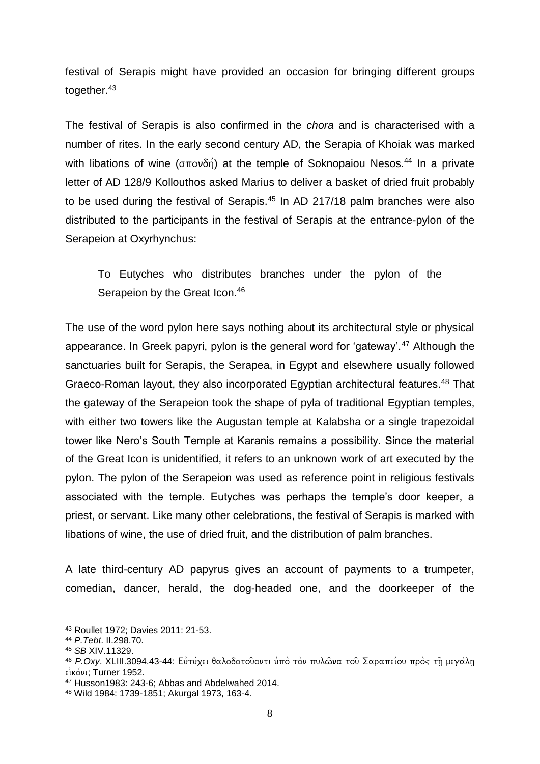festival of Serapis might have provided an occasion for bringing different groups together.[43]

The festival of Serapis is also confirmed in the *chora* and is characterised with a number of rites. In the early second century AD, the Serapia of Khoiak was marked with libations of wine (σπονδή) at the temple of Soknopaiou Nesos.[44] In a private letter of AD 128/9 Kollouthos asked Marius to deliver a basket of dried fruit probably to be used during the festival of Serapis.[45] In AD 217/18 palm branches were also distributed to the participants in the festival of Serapis at the entrance-pylon of the Serapeion at Oxyrhynchus:

> To Eutyches who distributes branches under the pylon of the Serapeion by the Great Icon.[46]

The use of the word pylon here says nothing about its architectural style or physical appearance. In Greek papyri, pylon is the general word for 'gateway'.[47] Although the sanctuaries built for Serapis, the Serapea, in Egypt and elsewhere usually followed Graeco-Roman layout, they also incorporated Egyptian architectural features.[48] That the gateway of the Serapeion took the shape of pyla of traditional Egyptian temples, with either two towers like the Augustan temple at Kalabsha or a single trapezoidal tower like Nero's South Temple at Karanis remains a possibility. Since the material of the Great Icon is unidentified, it refers to an unknown work of art executed by the pylon. The pylon of the Serapeion was used as reference point in religious festivals associated with the temple. Eutyches was perhaps the temple's door keeper, a priest, or servant. Like many other celebrations, the festival of Serapis is marked with libations of wine, the use of dried fruit, and the distribution of palm branches.

A late third-century AD papyrus gives an account of payments to a trumpeter, comedian, dancer, herald, the dog-headed one, and the doorkeeper of the

---

[43] Roullet 1972; Davies 2011: 21-53.

[44] *P.Tebt*. II.298.70.

[45] *SB* XIV.11329.

[46] *P.Oxy*. XLIII.3094.43-44: Εὐτύχει θαλοδοτοῦντι ὑπὸ τὸν πυλῶνα τοῦ Σαραπείου πρὸς τῇ μεγάλῃ εἰκόνι; Turner 1952.

[47] Husson1983: 243-6; Abbas and Abdelwahed 2014.

[48] Wild 1984: 1739-1851; Akurgal 1973, 163-4.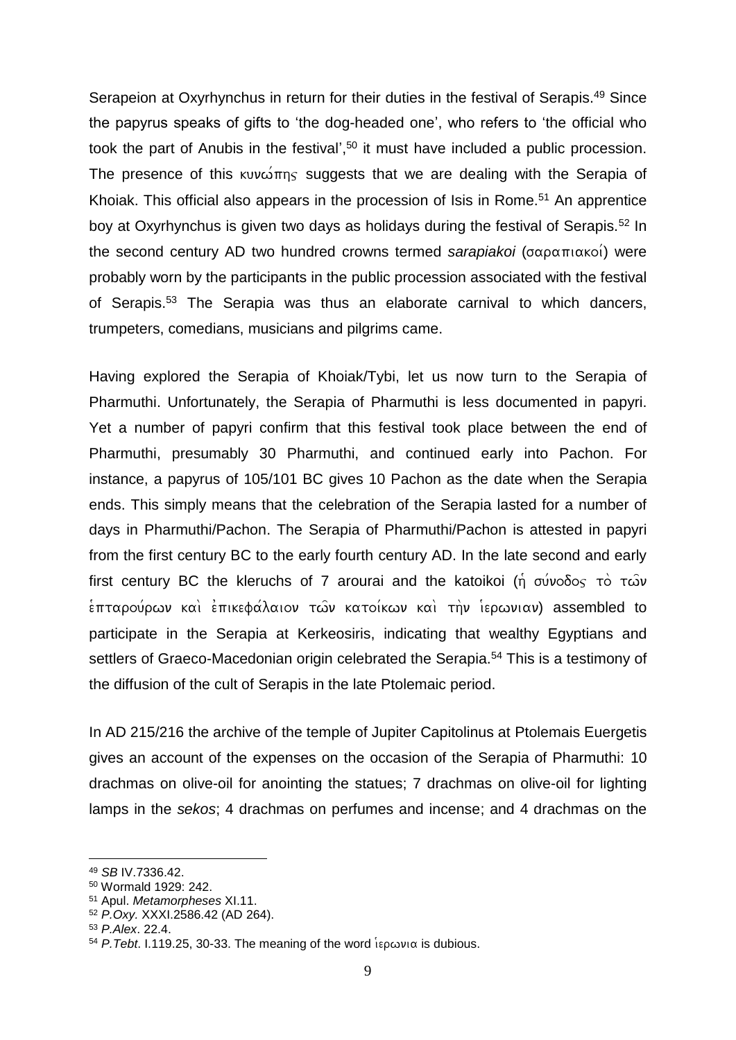Serapeion at Oxyrhynchus in return for their duties in the festival of Serapis.[49] Since the papyrus speaks of gifts to 'the dog-headed one', who refers to 'the official who took the part of Anubis in the festival',[50] it must have included a public procession. The presence of this κυνώπης suggests that we are dealing with the Serapia of Khoiak. This official also appears in the procession of Isis in Rome.[51] An apprentice boy at Oxyrhynchus is given two days as holidays during the festival of Serapis.[52] In the second century AD two hundred crowns termed *sarapiakoi* (σαραπιακοί) were probably worn by the participants in the public procession associated with the festival of Serapis.[53] The Serapia was thus an elaborate carnival to which dancers, trumpeters, comedians, musicians and pilgrims came.

Having explored the Serapia of Khoiak/Tybi, let us now turn to the Serapia of Pharmuthi. Unfortunately, the Serapia of Pharmuthi is less documented in papyri. Yet a number of papyri confirm that this festival took place between the end of Pharmuthi, presumably 30 Pharmuthi, and continued early into Pachon. For instance, a papyrus of 105/101 BC gives 10 Pachon as the date when the Serapia ends. This simply means that the celebration of the Serapia lasted for a number of days in Pharmuthi/Pachon. The Serapia of Pharmuthi/Pachon is attested in papyri from the first century BC to the early fourth century AD. In the late second and early first century BC the kleruchs of 7 arourai and the katoikoi (ἡ σύνοδος τὸ τῶν ἑπταρούρων καὶ ἐπικεφάλαιον τῶν κατοίκων καὶ τὴν ἱερωνιαν) assembled to participate in the Serapia at Kerkeosiris, indicating that wealthy Egyptians and settlers of Graeco-Macedonian origin celebrated the Serapia.[54] This is a testimony of the diffusion of the cult of Serapis in the late Ptolemaic period.

In AD 215/216 the archive of the temple of Jupiter Capitolinus at Ptolemais Euergetis gives an account of the expenses on the occasion of the Serapia of Pharmuthi: 10 drachmas on olive-oil for anointing the statues; 7 drachmas on olive-oil for lighting lamps in the *sekos*; 4 drachmas on perfumes and incense; and 4 drachmas on the

---

[49] *SB* IV.7336.42.

[50] Wormald 1929: 242.

[51] Apul. *Metamorpheses* XI.11.

[52] *P.Oxy.* XXXI.2586.42 (AD 264).

[53] *P.Alex*. 22.4.

[54] *P.Tebt*. I.119.25, 30-33. The meaning of the word ἱερωνια is dubious.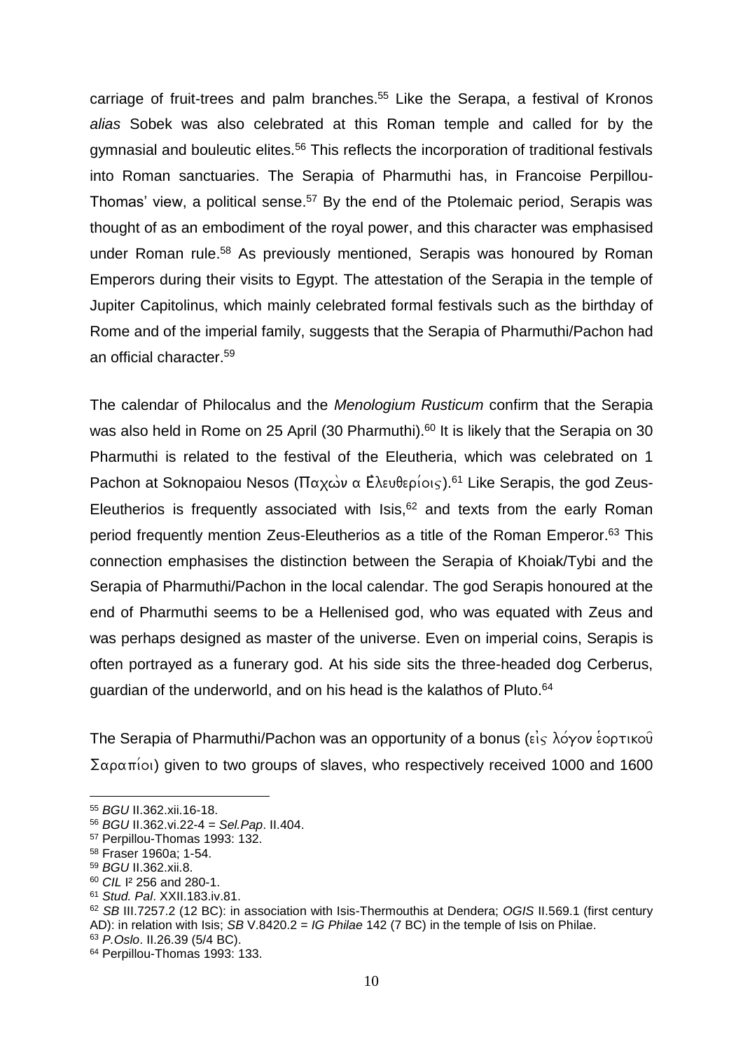carriage of fruit-trees and palm branches.[55] Like the Serapa, a festival of Kronos *alias* Sobek was also celebrated at this Roman temple and called for by the gymnasial and bouleutic elites.[56] This reflects the incorporation of traditional festivals into Roman sanctuaries. The Serapia of Pharmuthi has, in Francoise Perpillou-Thomas' view, a political sense.[57] By the end of the Ptolemaic period, Serapis was thought of as an embodiment of the royal power, and this character was emphasised under Roman rule.[58] As previously mentioned, Serapis was honoured by Roman Emperors during their visits to Egypt. The attestation of the Serapia in the temple of Jupiter Capitolinus, which mainly celebrated formal festivals such as the birthday of Rome and of the imperial family, suggests that the Serapia of Pharmuthi/Pachon had an official character.[59]

The calendar of Philocalus and the *Menologium Rusticum* confirm that the Serapia was also held in Rome on 25 April (30 Pharmuthi).[60] It is likely that the Serapia on 30 Pharmuthi is related to the festival of the Eleutheria, which was celebrated on 1 Pachon at Soknopaiou Nesos (Παχὼν α Ἐλευθερίοις).[61] Like Serapis, the god Zeus-Eleutherios is frequently associated with Isis,[62] and texts from the early Roman period frequently mention Zeus-Eleutherios as a title of the Roman Emperor.[63] This connection emphasises the distinction between the Serapia of Khoiak/Tybi and the Serapia of Pharmuthi/Pachon in the local calendar. The god Serapis honoured at the end of Pharmuthi seems to be a Hellenised god, who was equated with Zeus and was perhaps designed as master of the universe. Even on imperial coins, Serapis is often portrayed as a funerary god. At his side sits the three-headed dog Cerberus, guardian of the underworld, and on his head is the kalathos of Pluto.[64]

The Serapia of Pharmuthi/Pachon was an opportunity of a bonus (εἰς λόγον ἑορτικοῦ Σαραπίοι) given to two groups of slaves, who respectively received 1000 and 1600

---

[55] *BGU* II.362.xii.16-18.
[56] *BGU* II.362.vi.22-4 = *Sel.Pap*. II.404.
[57] Perpillou-Thomas 1993: 132.
[58] Fraser 1960a; 1-54.
[59] *BGU* II.362.xii.8.
[60] *CIL* I² 256 and 280-1.
[61] *Stud. Pal*. XXII.183.iv.81.
[62] *SB* III.7257.2 (12 BC): in association with Isis-Thermouthis at Dendera; *OGIS* II.569.1 (first century AD): in relation with Isis; *SB* V.8420.2 = *IG Philae* 142 (7 BC) in the temple of Isis on Philae.
[63] *P.Oslo*. II.26.39 (5/4 BC).
[64] Perpillou-Thomas 1993: 133.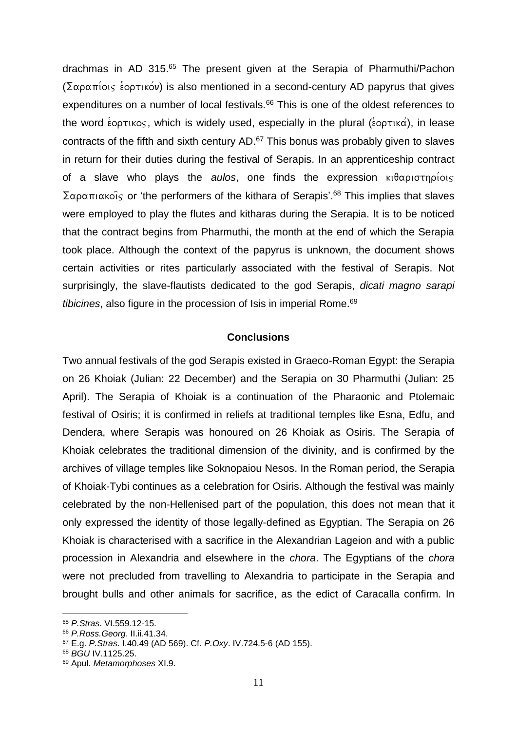drachmas in AD 315.[65] The present given at the Serapia of Pharmuthi/Pachon (Σαραπίοις ἑορτικόν) is also mentioned in a second-century AD papyrus that gives expenditures on a number of local festivals.[66] This is one of the oldest references to the word ἑορτικος, which is widely used, especially in the plural (ἑορτικά), in lease contracts of the fifth and sixth century AD.[67] This bonus was probably given to slaves in return for their duties during the festival of Serapis. In an apprenticeship contract of a slave who plays the *aulos*, one finds the expression κιθαριστηρίοις Σαραπιακοῖς or 'the performers of the kithara of Serapis'.[68] This implies that slaves were employed to play the flutes and kitharas during the Serapia. It is to be noticed that the contract begins from Pharmuthi, the month at the end of which the Serapia took place. Although the context of the papyrus is unknown, the document shows certain activities or rites particularly associated with the festival of Serapis. Not surprisingly, the slave-flautists dedicated to the god Serapis, *dicati magno sarapi tibicines*, also figure in the procession of Isis in imperial Rome.[69]

## Conclusions

Two annual festivals of the god Serapis existed in Graeco-Roman Egypt: the Serapia on 26 Khoiak (Julian: 22 December) and the Serapia on 30 Pharmuthi (Julian: 25 April). The Serapia of Khoiak is a continuation of the Pharaonic and Ptolemaic festival of Osiris; it is confirmed in reliefs at traditional temples like Esna, Edfu, and Dendera, where Serapis was honoured on 26 Khoiak as Osiris. The Serapia of Khoiak celebrates the traditional dimension of the divinity, and is confirmed by the archives of village temples like Soknopaiou Nesos. In the Roman period, the Serapia of Khoiak-Tybi continues as a celebration for Osiris. Although the festival was mainly celebrated by the non-Hellenised part of the population, this does not mean that it only expressed the identity of those legally-defined as Egyptian. The Serapia on 26 Khoiak is characterised with a sacrifice in the Alexandrian Lageion and with a public procession in Alexandria and elsewhere in the *chora*. The Egyptians of the *chora* were not precluded from travelling to Alexandria to participate in the Serapia and brought bulls and other animals for sacrifice, as the edict of Caracalla confirm. In

---

[65] *P.Stras*. VI.559.12-15.

[66] *P.Ross.Georg*. II.ii.41.34.

[67] E.g. *P.Stras*. I.40.49 (AD 569). Cf. *P.Oxy*. IV.724.5-6 (AD 155).

[68] *BGU* IV.1125.25.

[69] Apul. *Metamorphoses* XI.9.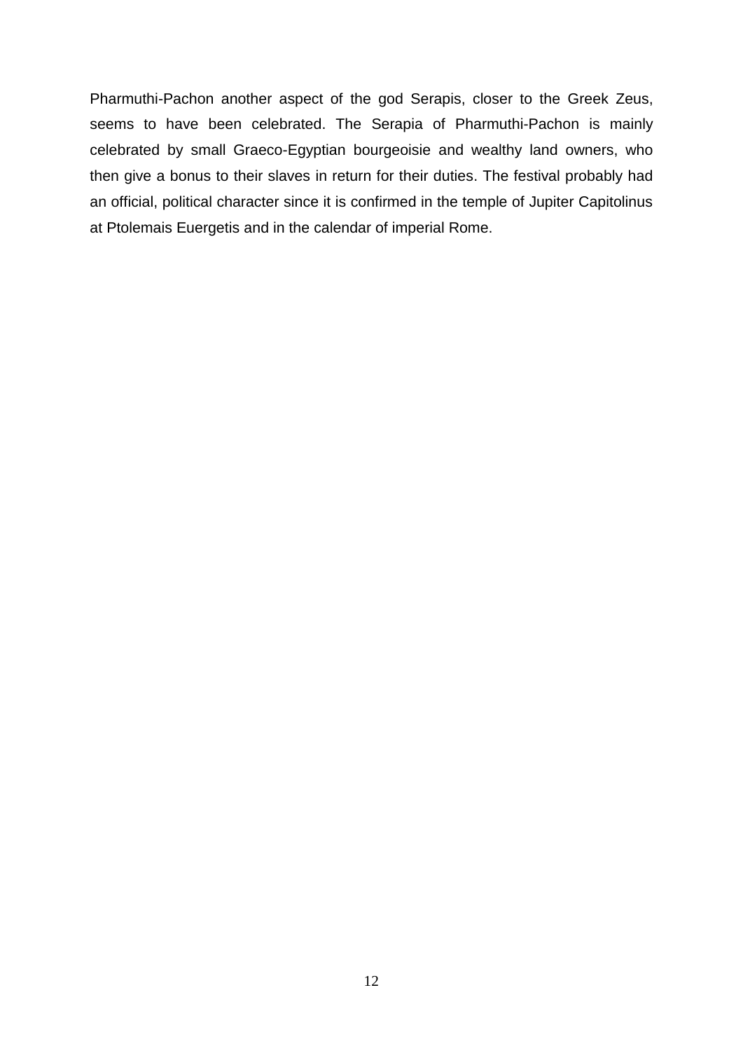Pharmuthi-Pachon another aspect of the god Serapis, closer to the Greek Zeus, seems to have been celebrated. The Serapia of Pharmuthi-Pachon is mainly celebrated by small Graeco-Egyptian bourgeoisie and wealthy land owners, who then give a bonus to their slaves in return for their duties. The festival probably had an official, political character since it is confirmed in the temple of Jupiter Capitolinus at Ptolemais Euergetis and in the calendar of imperial Rome.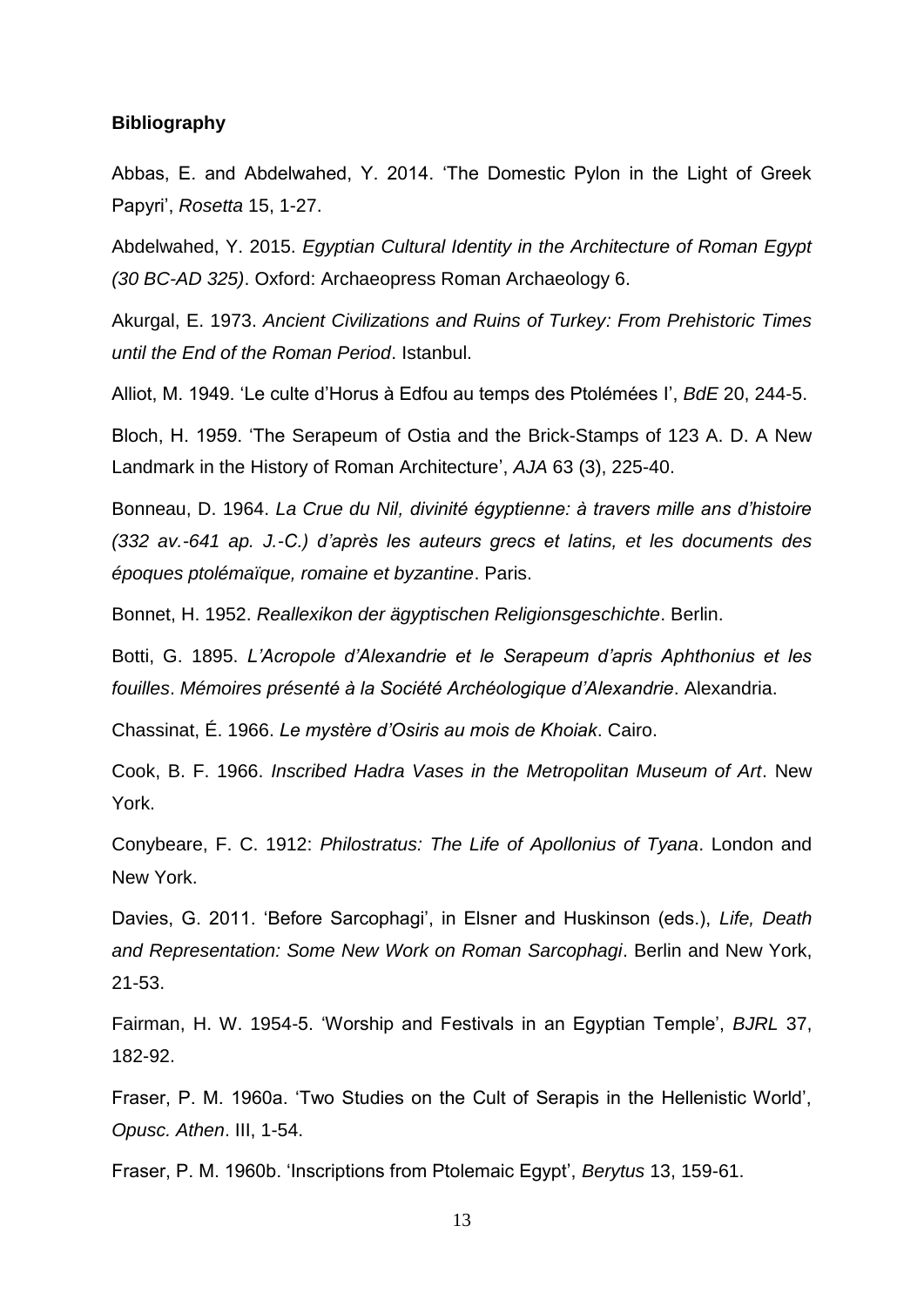**Bibliography**

Abbas, E. and Abdelwahed, Y. 2014. 'The Domestic Pylon in the Light of Greek Papyri', *Rosetta* 15, 1-27.

Abdelwahed, Y. 2015. *Egyptian Cultural Identity in the Architecture of Roman Egypt (30 BC-AD 325)*. Oxford: Archaeopress Roman Archaeology 6.

Akurgal, E. 1973. *Ancient Civilizations and Ruins of Turkey: From Prehistoric Times until the End of the Roman Period*. Istanbul.

Alliot, M. 1949. 'Le culte d'Horus à Edfou au temps des Ptolémées I', *BdE* 20, 244-5.

Bloch, H. 1959. 'The Serapeum of Ostia and the Brick-Stamps of 123 A. D. A New Landmark in the History of Roman Architecture', *AJA* 63 (3), 225-40.

Bonneau, D. 1964. *La Crue du Nil, divinité égyptienne: à travers mille ans d'histoire (332 av.-641 ap. J.-C.) d'après les auteurs grecs et latins, et les documents des époques ptolémaïque, romaine et byzantine*. Paris.

Bonnet, H. 1952. *Reallexikon der ägyptischen Religionsgeschichte*. Berlin.

Botti, G. 1895. *L'Acropole d'Alexandrie et le Serapeum d'apris Aphthonius et les fouilles*. *Mémoires présenté à la Société Archéologique d'Alexandrie*. Alexandria.

Chassinat, É. 1966. *Le mystère d'Osiris au mois de Khoiak*. Cairo.

Cook, B. F. 1966. *Inscribed Hadra Vases in the Metropolitan Museum of Art*. New York.

Conybeare, F. C. 1912: *Philostratus: The Life of Apollonius of Tyana*. London and New York.

Davies, G. 2011. 'Before Sarcophagi', in Elsner and Huskinson (eds.), *Life, Death and Representation: Some New Work on Roman Sarcophagi*. Berlin and New York, 21-53.

Fairman, H. W. 1954-5. 'Worship and Festivals in an Egyptian Temple', *BJRL* 37, 182-92.

Fraser, P. M. 1960a. 'Two Studies on the Cult of Serapis in the Hellenistic World', *Opusc. Athen*. III, 1-54.

Fraser, P. M. 1960b. 'Inscriptions from Ptolemaic Egypt', *Berytus* 13, 159-61.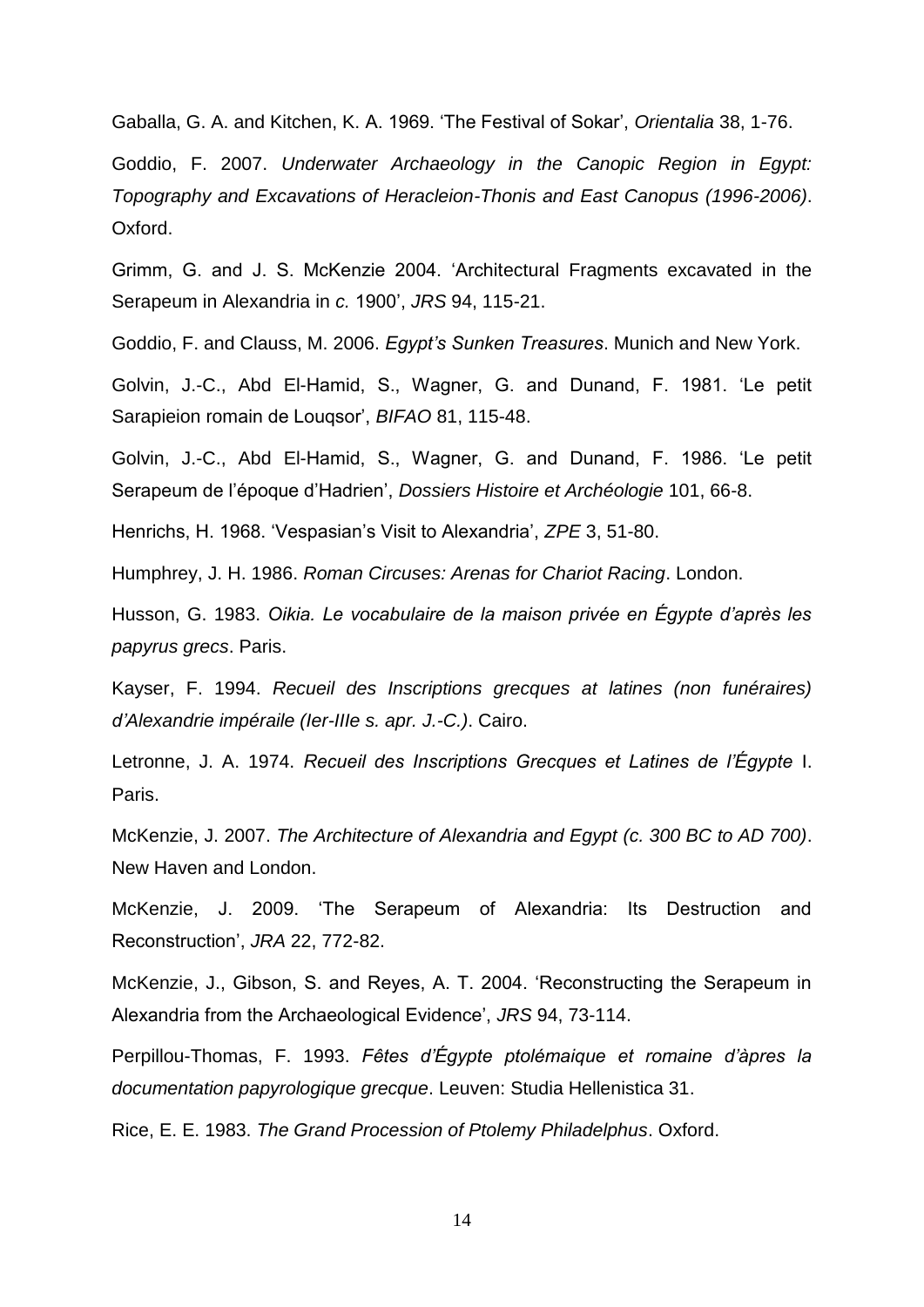Gaballa, G. A. and Kitchen, K. A. 1969. 'The Festival of Sokar', *Orientalia* 38, 1-76.

Goddio, F. 2007. *Underwater Archaeology in the Canopic Region in Egypt: Topography and Excavations of Heracleion-Thonis and East Canopus (1996-2006)*. Oxford.

Grimm, G. and J. S. McKenzie 2004. 'Architectural Fragments excavated in the Serapeum in Alexandria in *c.* 1900', *JRS* 94, 115-21.

Goddio, F. and Clauss, M. 2006. *Egypt's Sunken Treasures*. Munich and New York.

Golvin, J.-C., Abd El-Hamid, S., Wagner, G. and Dunand, F. 1981. 'Le petit Sarapieion romain de Louqsor', *BIFAO* 81, 115-48.

Golvin, J.-C., Abd El-Hamid, S., Wagner, G. and Dunand, F. 1986. 'Le petit Serapeum de l'époque d'Hadrien', *Dossiers Histoire et Archéologie* 101, 66-8.

Henrichs, H. 1968. 'Vespasian's Visit to Alexandria', *ZPE* 3, 51-80.

Humphrey, J. H. 1986. *Roman Circuses: Arenas for Chariot Racing*. London.

Husson, G. 1983. *Oikia. Le vocabulaire de la maison privée en Égypte d'après les papyrus grecs*. Paris.

Kayser, F. 1994. *Recueil des Inscriptions grecques at latines (non funéraires) d'Alexandrie impéraile (Ier-IIIe s. apr. J.-C.)*. Cairo.

Letronne, J. A. 1974. *Recueil des Inscriptions Grecques et Latines de l'Égypte* I. Paris.

McKenzie, J. 2007. *The Architecture of Alexandria and Egypt (c. 300 BC to AD 700)*. New Haven and London.

McKenzie, J. 2009. 'The Serapeum of Alexandria: Its Destruction and Reconstruction', *JRA* 22, 772-82.

McKenzie, J., Gibson, S. and Reyes, A. T. 2004. 'Reconstructing the Serapeum in Alexandria from the Archaeological Evidence', *JRS* 94, 73-114.

Perpillou-Thomas, F. 1993. *Fêtes d'Égypte ptolémaique et romaine d'àpres la documentation papyrologique grecque*. Leuven: Studia Hellenistica 31.

Rice, E. E. 1983. *The Grand Procession of Ptolemy Philadelphus*. Oxford.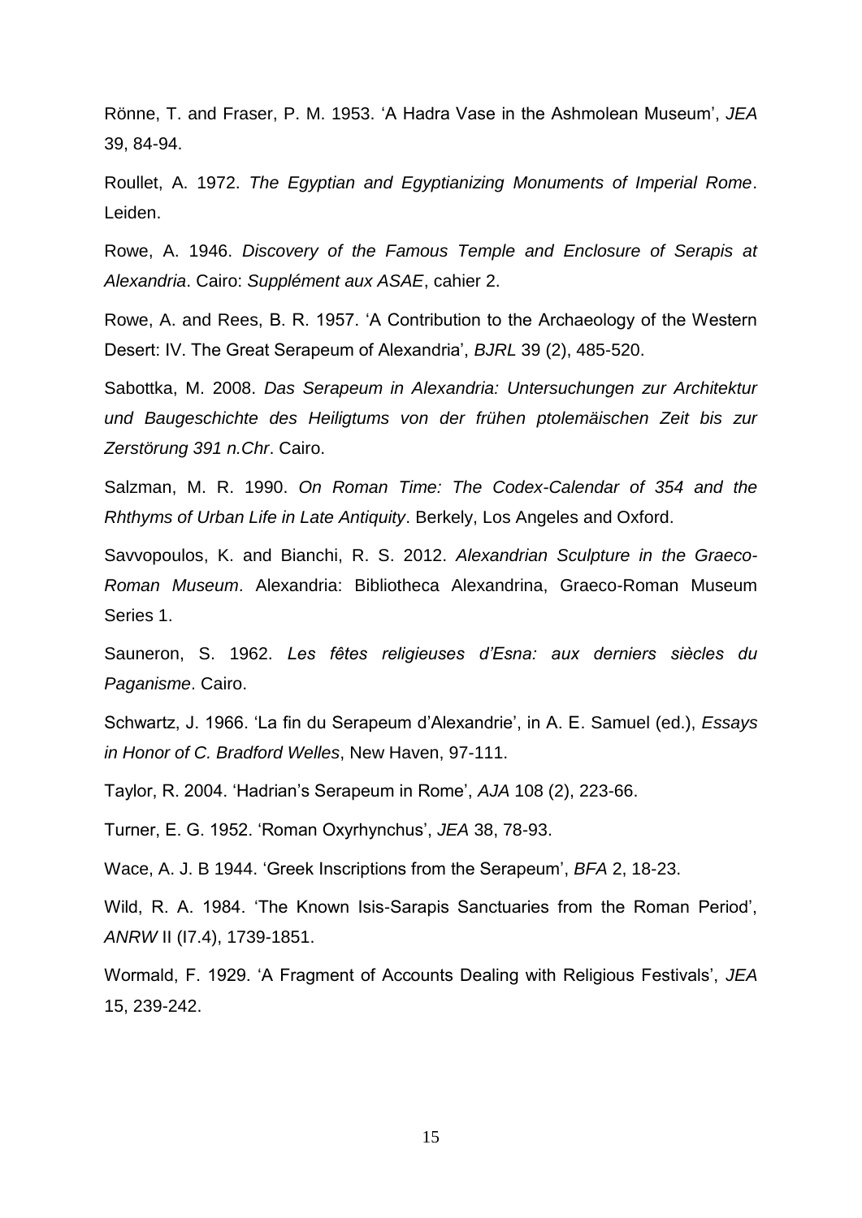Rönne, T. and Fraser, P. M. 1953. 'A Hadra Vase in the Ashmolean Museum', *JEA* 39, 84-94.

Roullet, A. 1972. *The Egyptian and Egyptianizing Monuments of Imperial Rome*. Leiden.

Rowe, A. 1946. *Discovery of the Famous Temple and Enclosure of Serapis at Alexandria*. Cairo: *Supplément aux ASAE*, cahier 2.

Rowe, A. and Rees, B. R. 1957. 'A Contribution to the Archaeology of the Western Desert: IV. The Great Serapeum of Alexandria', *BJRL* 39 (2), 485-520.

Sabottka, M. 2008. *Das Serapeum in Alexandria: Untersuchungen zur Architektur und Baugeschichte des Heiligtums von der frühen ptolemäischen Zeit bis zur Zerstörung 391 n.Chr*. Cairo.

Salzman, M. R. 1990. *On Roman Time: The Codex-Calendar of 354 and the Rhthyms of Urban Life in Late Antiquity*. Berkely, Los Angeles and Oxford.

Savvopoulos, K. and Bianchi, R. S. 2012. *Alexandrian Sculpture in the Graeco-Roman Museum*. Alexandria: Bibliotheca Alexandrina, Graeco-Roman Museum Series 1.

Sauneron, S. 1962. *Les fêtes religieuses d'Esna: aux derniers siècles du Paganisme*. Cairo.

Schwartz, J. 1966. 'La fin du Serapeum d'Alexandrie', in A. E. Samuel (ed.), *Essays in Honor of C. Bradford Welles*, New Haven, 97-111.

Taylor, R. 2004. 'Hadrian's Serapeum in Rome', *AJA* 108 (2), 223-66.

Turner, E. G. 1952. 'Roman Oxyrhynchus', *JEA* 38, 78-93.

Wace, A. J. B 1944. 'Greek Inscriptions from the Serapeum', *BFA* 2, 18-23.

Wild, R. A. 1984. 'The Known Isis-Sarapis Sanctuaries from the Roman Period', *ANRW* II (I7.4), 1739-1851.

Wormald, F. 1929. 'A Fragment of Accounts Dealing with Religious Festivals', *JEA* 15, 239-242.